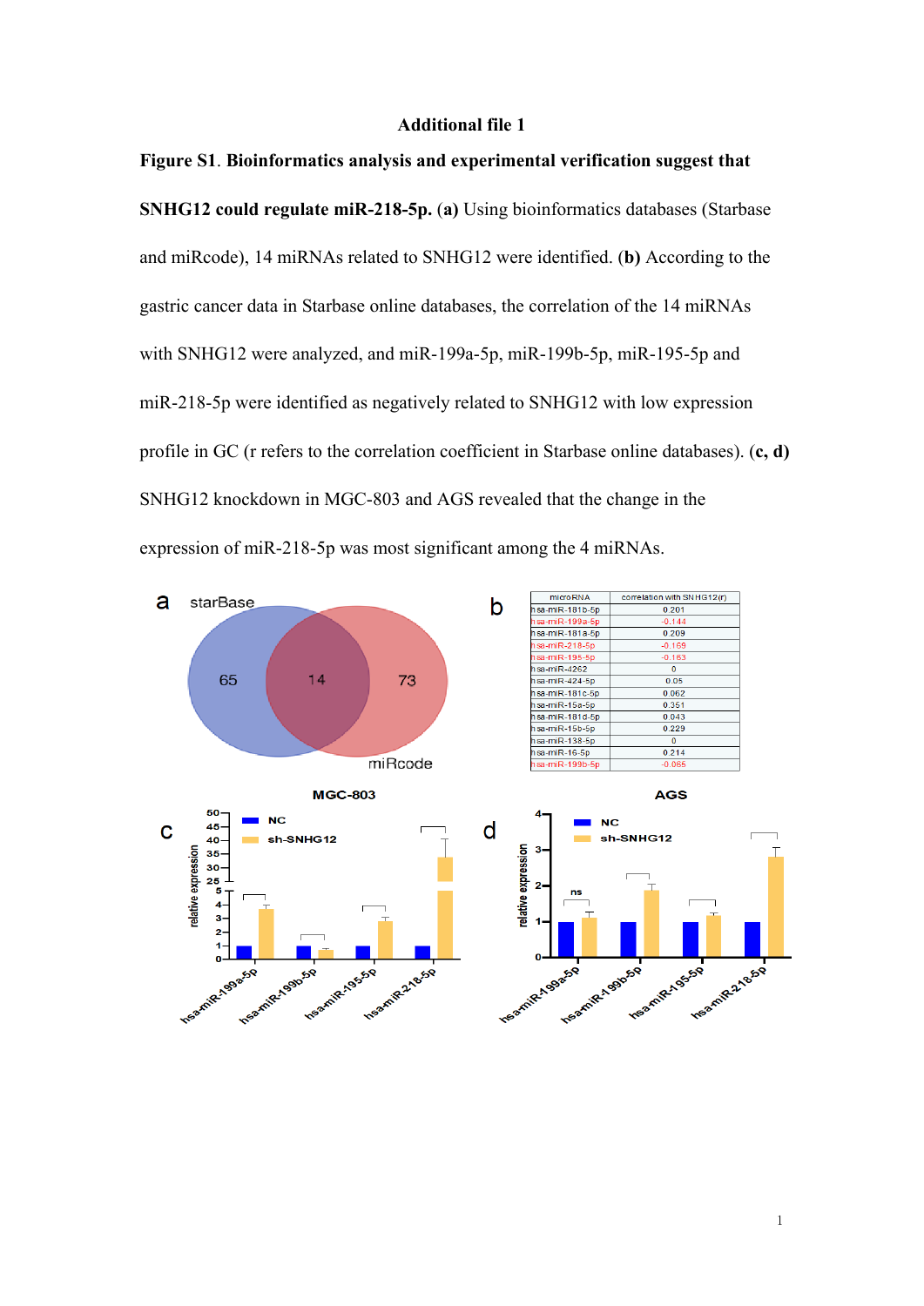# Additional file 1

**Figure S1. Bioinformatics analysis and experimental verification suggest that SNHG12 could regulate miR-218-5p.** **(a)** Using bioinformatics databases (Starbase and miRcode), 14 miRNAs related to SNHG12 were identified. **(b)** According to the gastric cancer data in Starbase online databases, the correlation of the 14 miRNAs with SNHG12 were analyzed, and miR-199a-5p, miR-199b-5p, miR-195-5p and miR-218-5p were identified as negatively related to SNHG12 with low expression profile in GC (r refers to the correlation coefficient in Starbase online databases). **(c, d)** SNHG12 knockdown in MGC-803 and AGS revealed that the change in the expression of miR-218-5p was most significant among the 4 miRNAs.

| microRNA | correlation with SNHG12(r) |
|---|---|
| hsa-miR-181b-5p | 0.201 |
| hsa-miR-199a-5p | -0.144 |
| hsa-miR-181a-5p | 0.209 |
| hsa-miR-218-5p | -0.169 |
| hsa-miR-195-5p | -0.183 |
| hsa-miR-4262 | 0 |
| hsa-miR-424-5p | 0.05 |
| hsa-miR-181c-5p | 0.062 |
| hsa-miR-15a-5p | 0.351 |
| hsa-miR-181d-5p | 0.043 |
| hsa-miR-15b-5p | 0.229 |
| hsa-miR-138-5p | 0 |
| hsa-miR-16-5p | 0.214 |
| hsa-miR-199b-5p | -0.065 |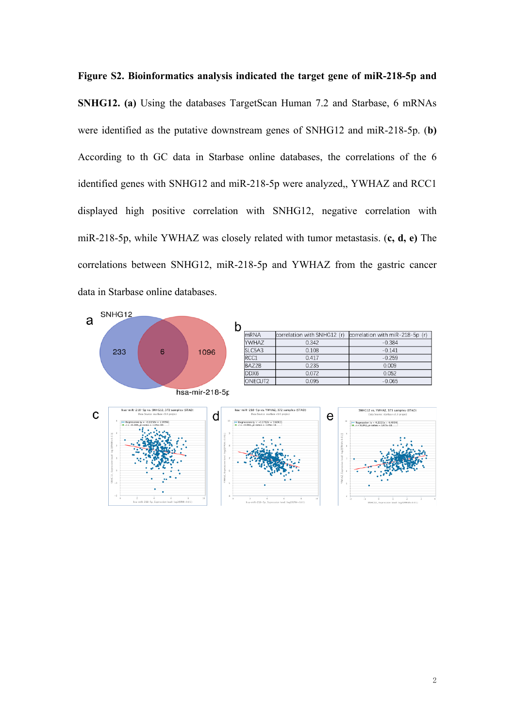**Figure S2. Bioinformatics analysis indicated the target gene of miR-218-5p and SNHG12. (a)** Using the databases TargetScan Human 7.2 and Starbase, 6 mRNAs were identified as the putative downstream genes of SNHG12 and miR-218-5p. **(b)** According to th GC data in Starbase online databases, the correlations of the 6 identified genes with SNHG12 and miR-218-5p were analyzed,, YWHAZ and RCC1 displayed high positive correlation with SNHG12, negative correlation with miR-218-5p, while YWHAZ was closely related with tumor metastasis. **(c, d, e)** The correlations between SNHG12, miR-218-5p and YWHAZ from the gastric cancer data in Starbase online databases.

a

SNHG12

233

6

1096

hsa-mir-218-5p

b

| mRNA | correlation with SNHG12 (r) | correlation with miR-218-5p (r) |
|---|---|---|
| YWHAZ | 0.342 | -0.384 |
| SLC5A3 | 0.108 | -0.141 |
| RCC1 | 0.417 | -0.259 |
| BAZ2B | 0.235 | 0.009 |
| DDX6 | 0.072 | 0.052 |
| ONECUT2 | 0.095 | -0.065 |

c

hsa-miR-218-5p vs. SNHG12, 372 samples (STAD)

d

hsa-miR-218-5p vs. YWHAZ, 372 samples (STAD)

e

SNHG12 vs. YWHAZ, 375 samples (STAD)